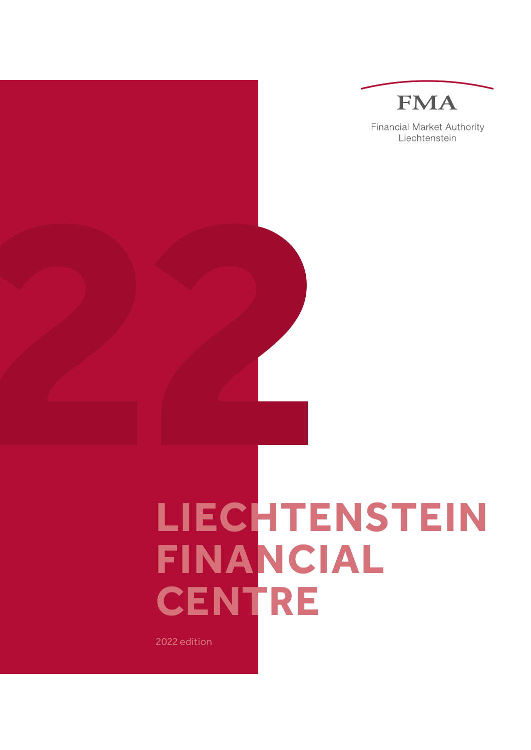FMA

Financial Market Authority
Liechtenstein

22

# LIECHTENSTEIN FINANCIAL CENTRE

2022 edition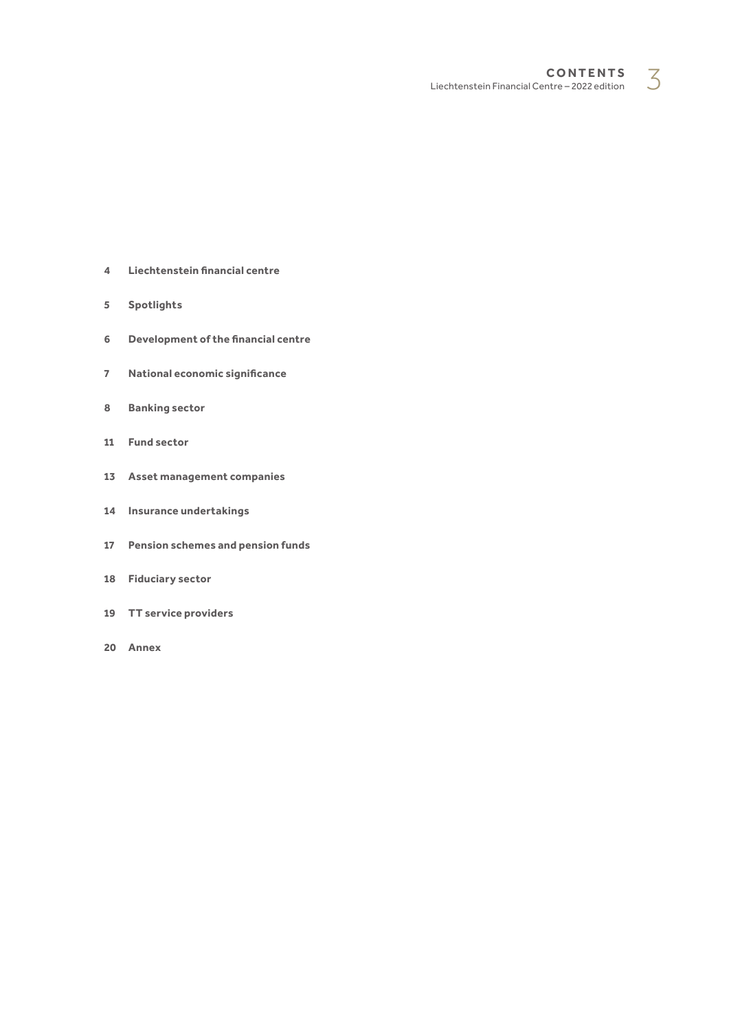# CONTENTS

4 **Liechtenstein financial centre**

5 **Spotlights**

6 **Development of the financial centre**

7 **National economic significance**

8 **Banking sector**

11 **Fund sector**

13 **Asset management companies**

14 **Insurance undertakings**

17 **Pension schemes and pension funds**

18 **Fiduciary sector**

19 **TT service providers**

20 **Annex**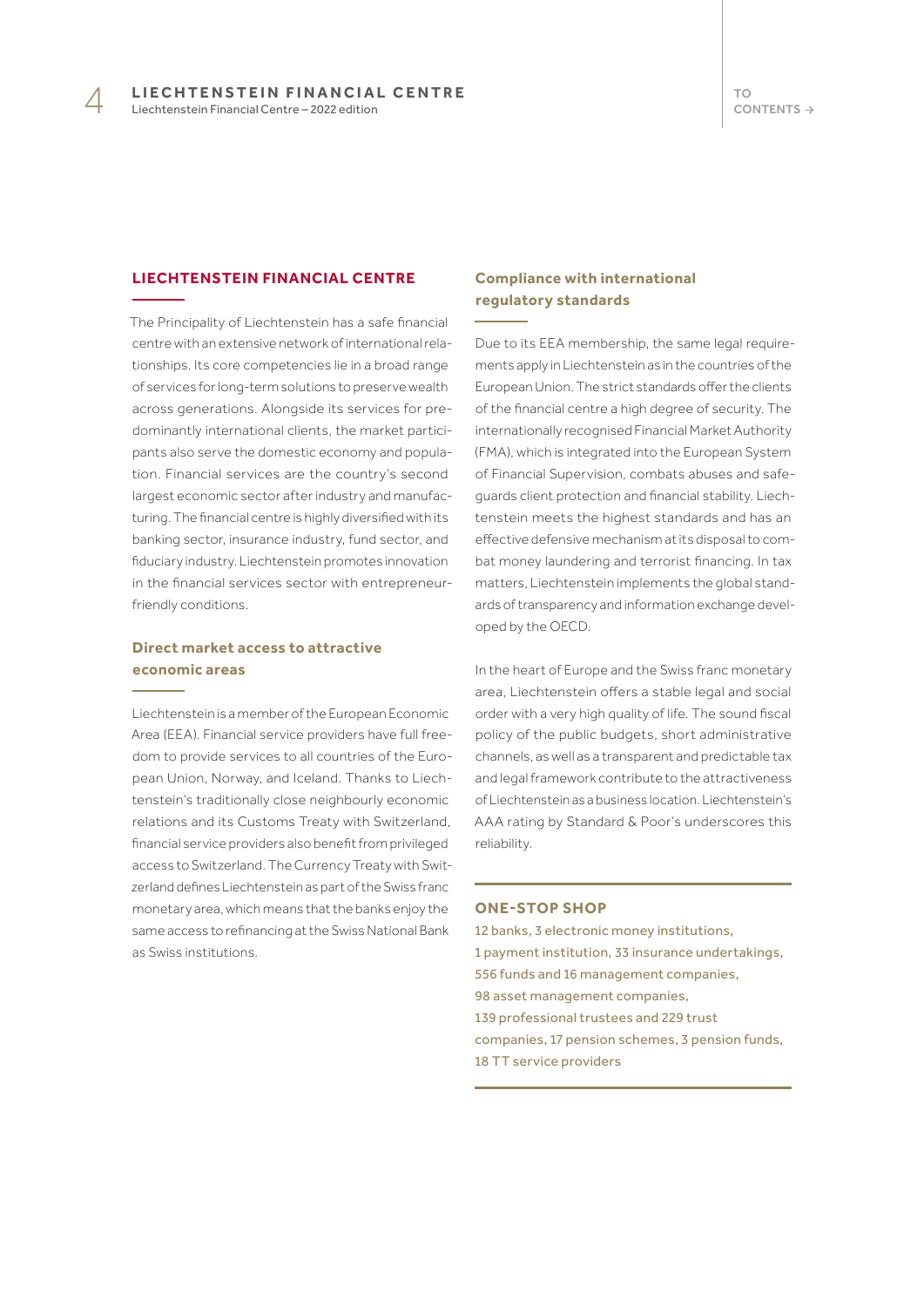## LIECHTENSTEIN FINANCIAL CENTRE

The Principality of Liechtenstein has a safe financial centre with an extensive network of international relationships. Its core competencies lie in a broad range of services for long-term solutions to preserve wealth across generations. Alongside its services for predominantly international clients, the market participants also serve the domestic economy and population. Financial services are the country's second largest economic sector after industry and manufacturing. The financial centre is highly diversified with its banking sector, insurance industry, fund sector, and fiduciary industry. Liechtenstein promotes innovation in the financial services sector with entrepreneur-friendly conditions.

### Direct market access to attractive economic areas

Liechtenstein is a member of the European Economic Area (EEA). Financial service providers have full freedom to provide services to all countries of the European Union, Norway, and Iceland. Thanks to Liechtenstein's traditionally close neighbourly economic relations and its Customs Treaty with Switzerland, financial service providers also benefit from privileged access to Switzerland. The Currency Treaty with Switzerland defines Liechtenstein as part of the Swiss franc monetary area, which means that the banks enjoy the same access to refinancing at the Swiss National Bank as Swiss institutions.

### Compliance with international regulatory standards

Due to its EEA membership, the same legal requirements apply in Liechtenstein as in the countries of the European Union. The strict standards offer the clients of the financial centre a high degree of security. The internationally recognised Financial Market Authority (FMA), which is integrated into the European System of Financial Supervision, combats abuses and safeguards client protection and financial stability. Liechtenstein meets the highest standards and has an effective defensive mechanism at its disposal to combat money laundering and terrorist financing. In tax matters, Liechtenstein implements the global standards of transparency and information exchange developed by the OECD.

In the heart of Europe and the Swiss franc monetary area, Liechtenstein offers a stable legal and social order with a very high quality of life. The sound fiscal policy of the public budgets, short administrative channels, as well as a transparent and predictable tax and legal framework contribute to the attractiveness of Liechtenstein as a business location. Liechtenstein's AAA rating by Standard & Poor's underscores this reliability.

### ONE-STOP SHOP

12 banks, 3 electronic money institutions,
1 payment institution, 33 insurance undertakings,
556 funds and 16 management companies,
98 asset management companies,
139 professional trustees and 229 trust companies, 17 pension schemes, 3 pension funds,
18 TT service providers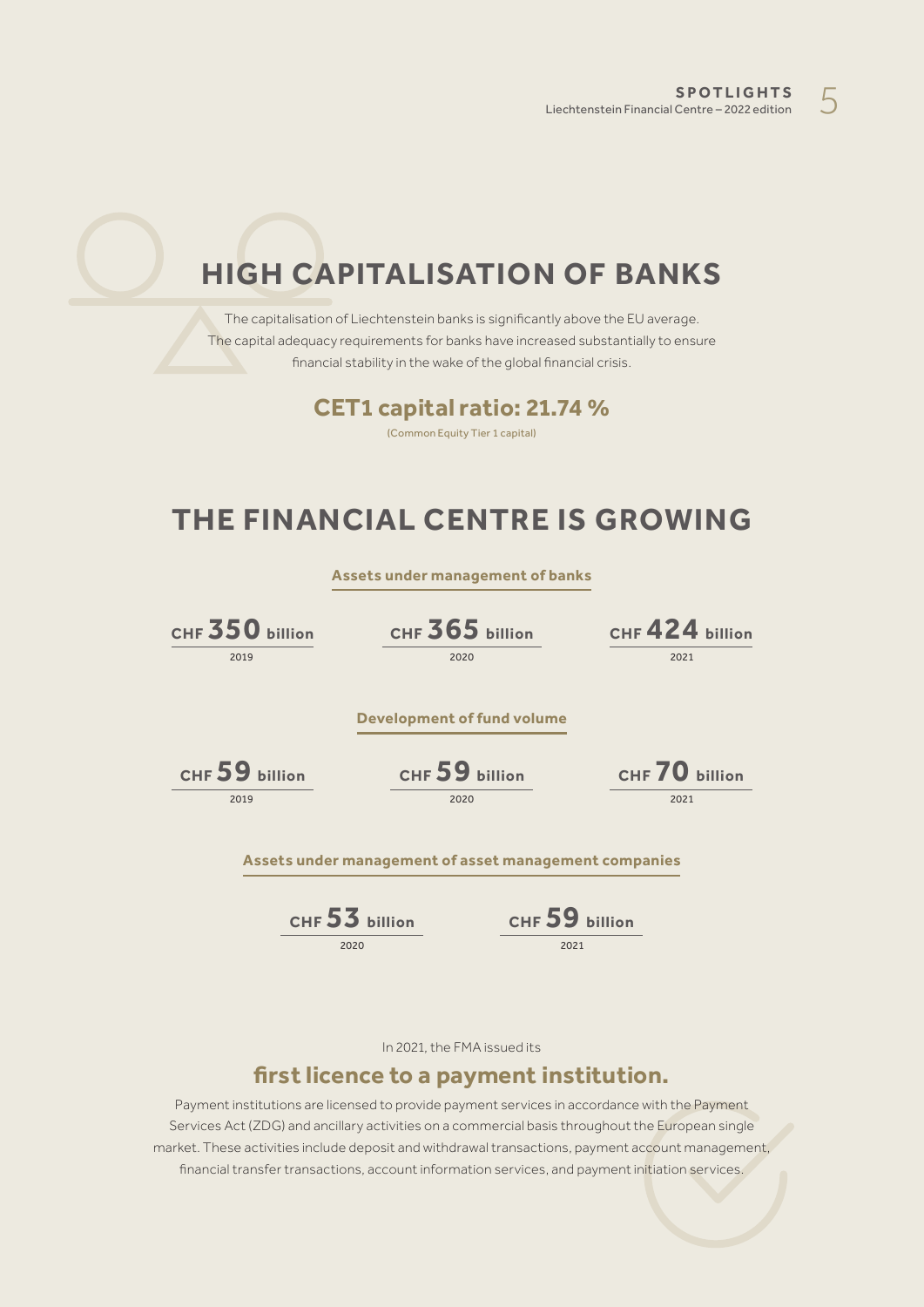## HIGH CAPITALISATION OF BANKS

The capitalisation of Liechtenstein banks is significantly above the EU average. The capital adequacy requirements for banks have increased substantially to ensure financial stability in the wake of the global financial crisis.

**CET1 capital ratio: 21.74 %**

(Common Equity Tier 1 capital)

## THE FINANCIAL CENTRE IS GROWING

**Assets under management of banks**

| 2019 | 2020 | 2021 |
|---|---|---|
| CHF **350** billion | CHF **365** billion | CHF **424** billion |

**Development of fund volume**

| 2019 | 2020 | 2021 |
|---|---|---|
| CHF **59** billion | CHF **59** billion | CHF **70** billion |

**Assets under management of asset management companies**

| 2020 | 2021 |
|---|---|
| CHF **53** billion | CHF **59** billion |

In 2021, the FMA issued its

### first licence to a payment institution.

Payment institutions are licensed to provide payment services in accordance with the Payment Services Act (ZDG) and ancillary activities on a commercial basis throughout the European single market. These activities include deposit and withdrawal transactions, payment account management, financial transfer transactions, account information services, and payment initiation services.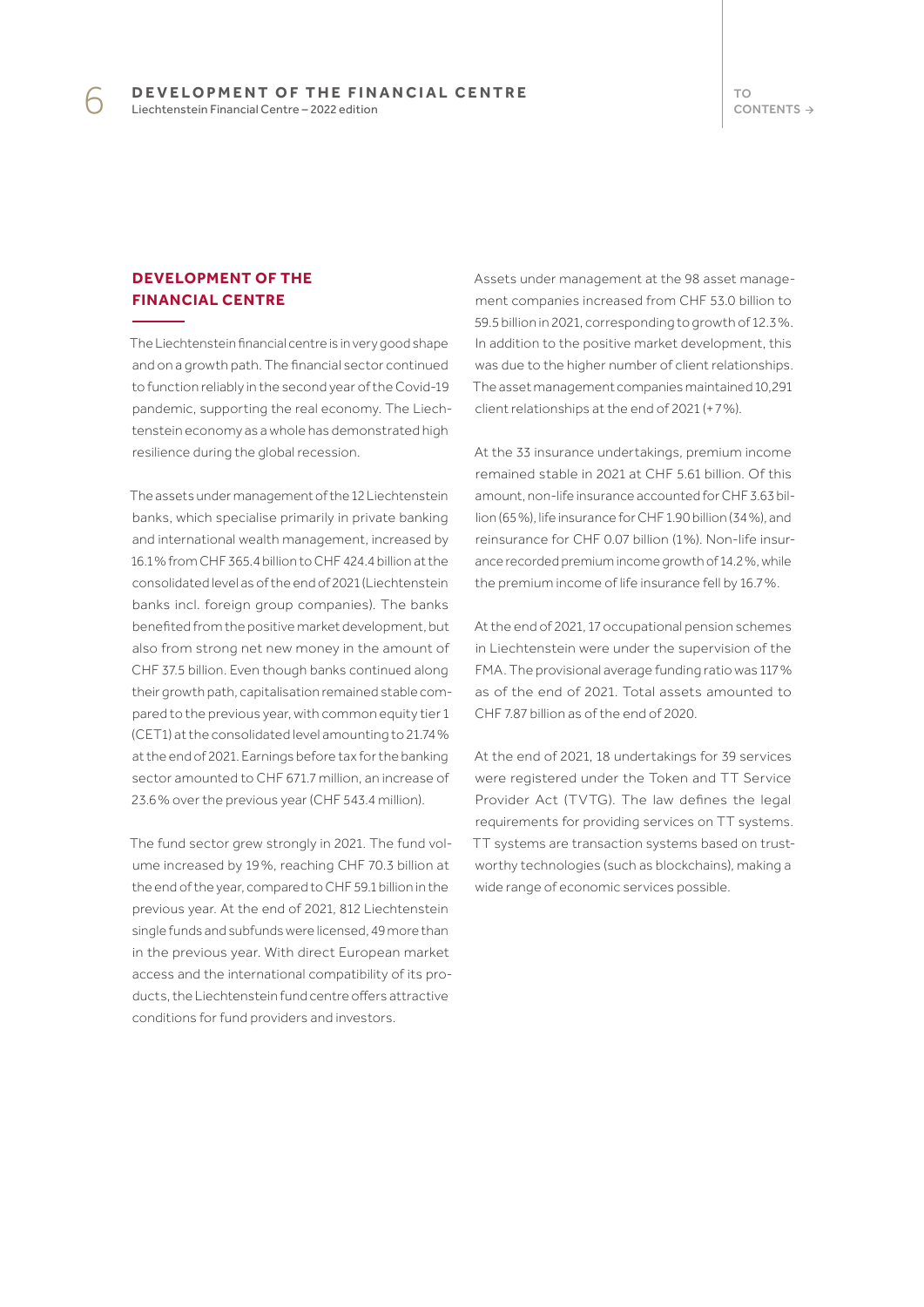## DEVELOPMENT OF THE FINANCIAL CENTRE

The Liechtenstein financial centre is in very good shape and on a growth path. The financial sector continued to function reliably in the second year of the Covid-19 pandemic, supporting the real economy. The Liechtenstein economy as a whole has demonstrated high resilience during the global recession.

The assets under management of the 12 Liechtenstein banks, which specialise primarily in private banking and international wealth management, increased by 16.1% from CHF 365.4 billion to CHF 424.4 billion at the consolidated level as of the end of 2021 (Liechtenstein banks incl. foreign group companies). The banks benefited from the positive market development, but also from strong net new money in the amount of CHF 37.5 billion. Even though banks continued along their growth path, capitalisation remained stable compared to the previous year, with common equity tier 1 (CET1) at the consolidated level amounting to 21.74% at the end of 2021. Earnings before tax for the banking sector amounted to CHF 671.7 million, an increase of 23.6% over the previous year (CHF 543.4 million).

The fund sector grew strongly in 2021. The fund volume increased by 19%, reaching CHF 70.3 billion at the end of the year, compared to CHF 59.1 billion in the previous year. At the end of 2021, 812 Liechtenstein single funds and subfunds were licensed, 49 more than in the previous year. With direct European market access and the international compatibility of its products, the Liechtenstein fund centre offers attractive conditions for fund providers and investors.

Assets under management at the 98 asset management companies increased from CHF 53.0 billion to 59.5 billion in 2021, corresponding to growth of 12.3%. In addition to the positive market development, this was due to the higher number of client relationships. The asset management companies maintained 10,291 client relationships at the end of 2021 (+7%).

At the 33 insurance undertakings, premium income remained stable in 2021 at CHF 5.61 billion. Of this amount, non-life insurance accounted for CHF 3.63 billion (65%), life insurance for CHF 1.90 billion (34%), and reinsurance for CHF 0.07 billion (1%). Non-life insurance recorded premium income growth of 14.2%, while the premium income of life insurance fell by 16.7%.

At the end of 2021, 17 occupational pension schemes in Liechtenstein were under the supervision of the FMA. The provisional average funding ratio was 117% as of the end of 2021. Total assets amounted to CHF 7.87 billion as of the end of 2020.

At the end of 2021, 18 undertakings for 39 services were registered under the Token and TT Service Provider Act (TVTG). The law defines the legal requirements for providing services on TT systems. TT systems are transaction systems based on trustworthy technologies (such as blockchains), making a wide range of economic services possible.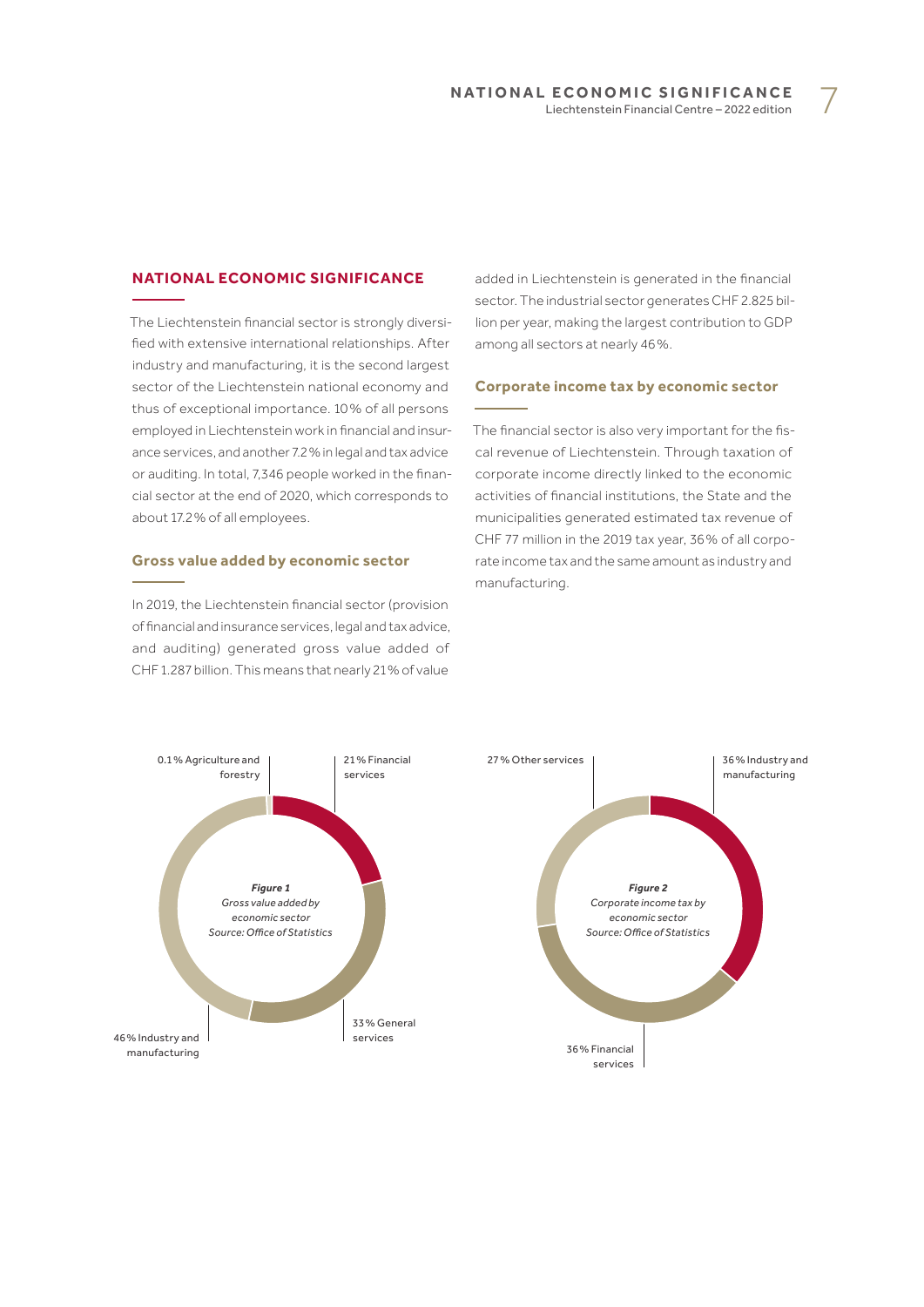## NATIONAL ECONOMIC SIGNIFICANCE

The Liechtenstein financial sector is strongly diversified with extensive international relationships. After industry and manufacturing, it is the second largest sector of the Liechtenstein national economy and thus of exceptional importance. 10% of all persons employed in Liechtenstein work in financial and insurance services, and another 7.2% in legal and tax advice or auditing. In total, 7,346 people worked in the financial sector at the end of 2020, which corresponds to about 17.2% of all employees.

### Gross value added by economic sector

In 2019, the Liechtenstein financial sector (provision of financial and insurance services, legal and tax advice, and auditing) generated gross value added of CHF 1.287 billion. This means that nearly 21% of value added in Liechtenstein is generated in the financial sector. The industrial sector generates CHF 2.825 billion per year, making the largest contribution to GDP among all sectors at nearly 46%.

### Corporate income tax by economic sector

The financial sector is also very important for the fiscal revenue of Liechtenstein. Through taxation of corporate income directly linked to the economic activities of financial institutions, the State and the municipalities generated estimated tax revenue of CHF 77 million in the 2019 tax year, 36% of all corporate income tax and the same amount as industry and manufacturing.

0.1% Agriculture and forestry
21% Financial services
33% General services
46% Industry and manufacturing

***Figure 1***
*Gross value added by economic sector*
*Source: Office of Statistics*

27% Other services
36% Industry and manufacturing
36% Financial services

***Figure 2***
*Corporate income tax by economic sector*
*Source: Office of Statistics*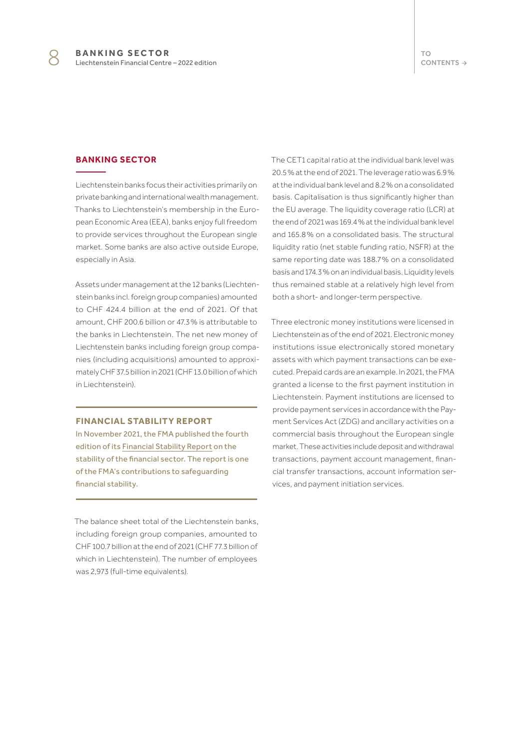## BANKING SECTOR

Liechtenstein banks focus their activities primarily on private banking and international wealth management. Thanks to Liechtenstein's membership in the European Economic Area (EEA), banks enjoy full freedom to provide services throughout the European single market. Some banks are also active outside Europe, especially in Asia.

Assets under management at the 12 banks (Liechtenstein banks incl. foreign group companies) amounted to CHF 424.4 billion at the end of 2021. Of that amount, CHF 200.6 billion or 47.3% is attributable to the banks in Liechtenstein. The net new money of Liechtenstein banks including foreign group companies (including acquisitions) amounted to approximately CHF 37.5 billion in 2021 (CHF 13.0 billion of which in Liechtenstein).

### FINANCIAL STABILITY REPORT

In November 2021, the FMA published the fourth edition of its Financial Stability Report on the stability of the financial sector. The report is one of the FMA's contributions to safeguarding financial stability.

The balance sheet total of the Liechtenstein banks, including foreign group companies, amounted to CHF 100.7 billion at the end of 2021 (CHF 77.3 billion of which in Liechtenstein). The number of employees was 2,973 (full-time equivalents).

The CET1 capital ratio at the individual bank level was 20.5% at the end of 2021. The leverage ratio was 6.9% at the individual bank level and 8.2% on a consolidated basis. Capitalisation is thus significantly higher than the EU average. The liquidity coverage ratio (LCR) at the end of 2021 was 169.4% at the individual bank level and 165.8% on a consolidated basis. The structural liquidity ratio (net stable funding ratio, NSFR) at the same reporting date was 188.7% on a consolidated basis and 174.3% on an individual basis. Liquidity levels thus remained stable at a relatively high level from both a short- and longer-term perspective.

Three electronic money institutions were licensed in Liechtenstein as of the end of 2021. Electronic money institutions issue electronically stored monetary assets with which payment transactions can be executed. Prepaid cards are an example. In 2021, the FMA granted a license to the first payment institution in Liechtenstein. Payment institutions are licensed to provide payment services in accordance with the Payment Services Act (ZDG) and ancillary activities on a commercial basis throughout the European single market. These activities include deposit and withdrawal transactions, payment account management, financial transfer transactions, account information services, and payment initiation services.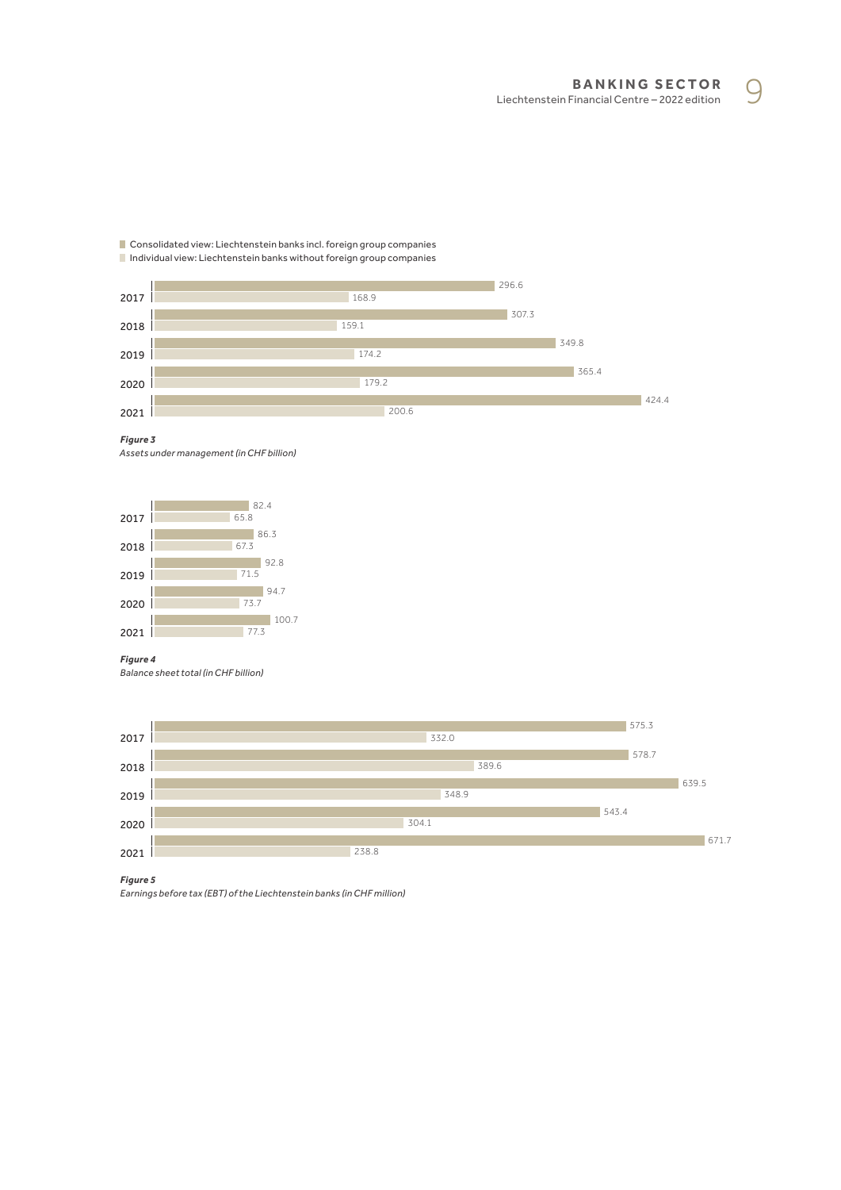Consolidated view: Liechtenstein banks incl. foreign group companies
Individual view: Liechtenstein banks without foreign group companies

| Year | Consolidated view | Individual view |
|---|---|---|
| 2017 | 296.6 | 168.9 |
| 2018 | 307.3 | 159.1 |
| 2019 | 349.8 | 174.2 |
| 2020 | 365.4 | 179.2 |
| 2021 | 424.4 | 200.6 |

***Figure 3***
*Assets under management (in CHF billion)*

| Year | Consolidated view | Individual view |
|---|---|---|
| 2017 | 82.4 | 65.8 |
| 2018 | 86.3 | 67.3 |
| 2019 | 92.8 | 71.5 |
| 2020 | 94.7 | 73.7 |
| 2021 | 100.7 | 77.3 |

***Figure 4***
*Balance sheet total (in CHF billion)*

| Year | Consolidated view | Individual view |
|---|---|---|
| 2017 | 575.3 | 332.0 |
| 2018 | 578.7 | 389.6 |
| 2019 | 639.5 | 348.9 |
| 2020 | 543.4 | 304.1 |
| 2021 | 671.7 | 238.8 |

***Figure 5***
*Earnings before tax (EBT) of the Liechtenstein banks (in CHF million)*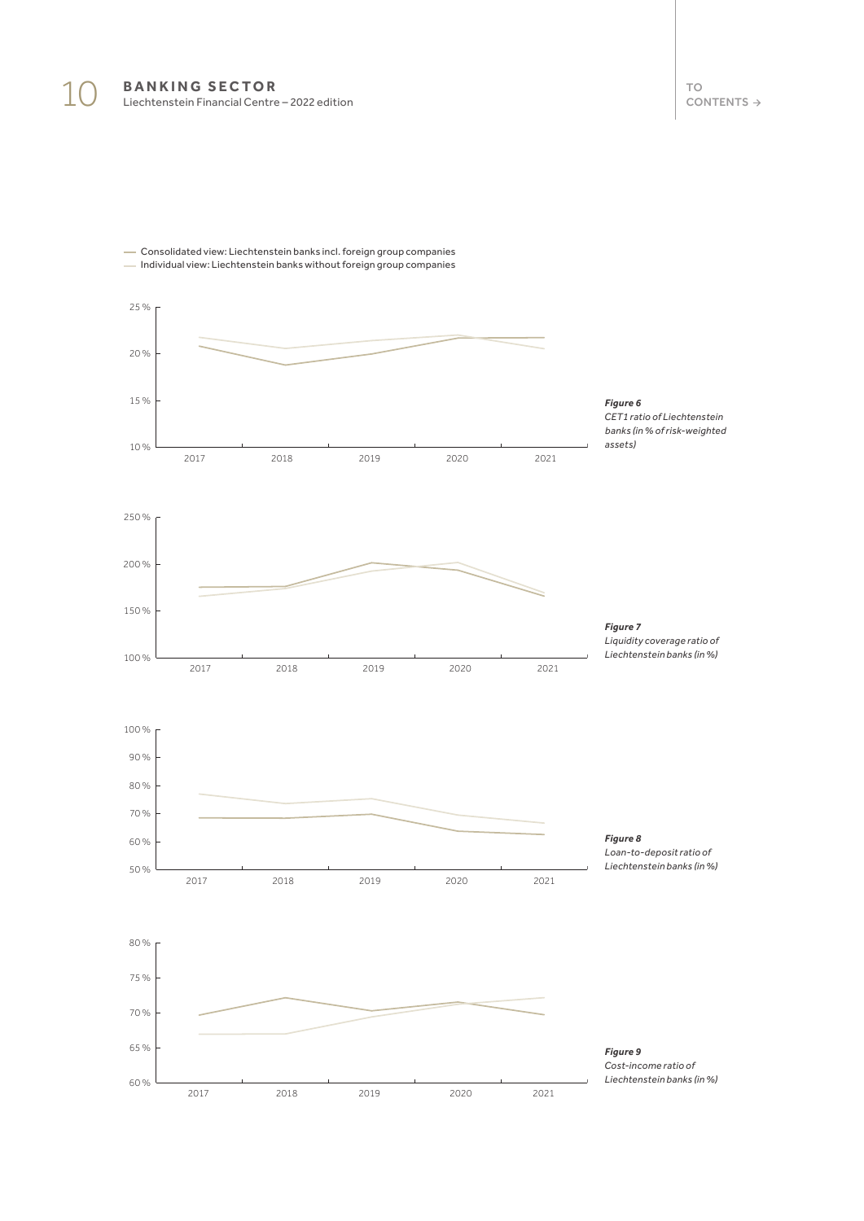— Consolidated view: Liechtenstein banks incl. foreign group companies
— Individual view: Liechtenstein banks without foreign group companies

***Figure 6***
*CET1 ratio of Liechtenstein banks (in % of risk-weighted assets)*

***Figure 7***
*Liquidity coverage ratio of Liechtenstein banks (in %)*

***Figure 8***
*Loan-to-deposit ratio of Liechtenstein banks (in %)*

***Figure 9***
*Cost-income ratio of Liechtenstein banks (in %)*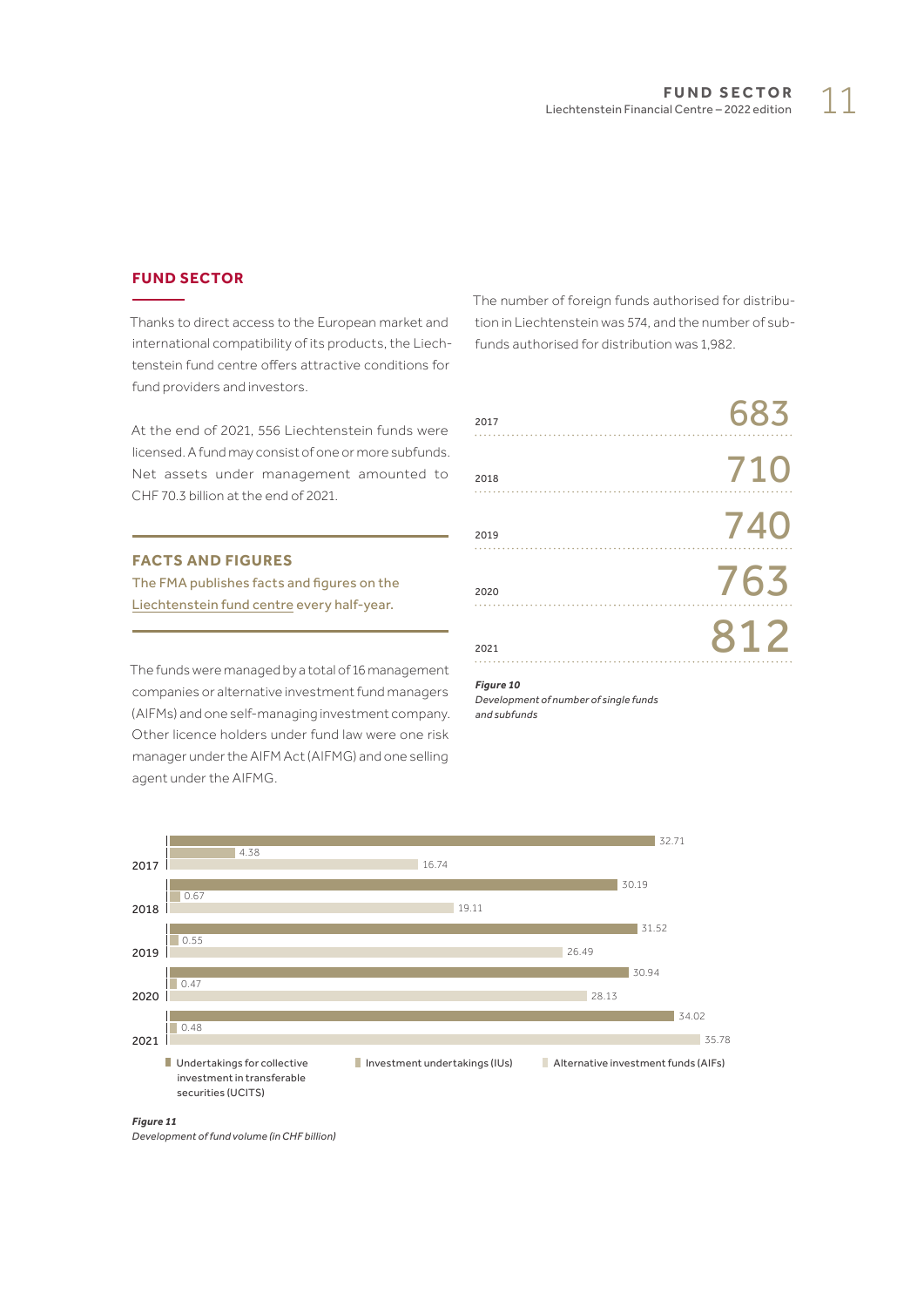## FUND SECTOR

Thanks to direct access to the European market and international compatibility of its products, the Liechtenstein fund centre offers attractive conditions for fund providers and investors.

At the end of 2021, 556 Liechtenstein funds were licensed. A fund may consist of one or more subfunds. Net assets under management amounted to CHF 70.3 billion at the end of 2021.

### FACTS AND FIGURES

The FMA publishes facts and figures on the Liechtenstein fund centre every half-year.

The funds were managed by a total of 16 management companies or alternative investment fund managers (AIFMs) and one self-managing investment company. Other licence holders under fund law were one risk manager under the AIFM Act (AIFMG) and one selling agent under the AIFMG.

The number of foreign funds authorised for distribution in Liechtenstein was 574, and the number of subfunds authorised for distribution was 1,982.

| Year | Number |
|---|---|
| 2017 | 683 |
| 2018 | 710 |
| 2019 | 740 |
| 2020 | 763 |
| 2021 | 812 |

*Figure 10*
*Development of number of single funds and subfunds*

| Year | Undertakings for collective investment in transferable securities (UCITS) | Investment undertakings (IUs) | Alternative investment funds (AIFs) |
|---|---|---|---|
| 2017 | 32.71 | 4.38 | 16.74 |
| 2018 | 30.19 | 0.67 | 19.11 |
| 2019 | 31.52 | 0.55 | 26.49 |
| 2020 | 30.94 | 0.47 | 28.13 |
| 2021 | 34.02 | 0.48 | 35.78 |

*Figure 11*
*Development of fund volume (in CHF billion)*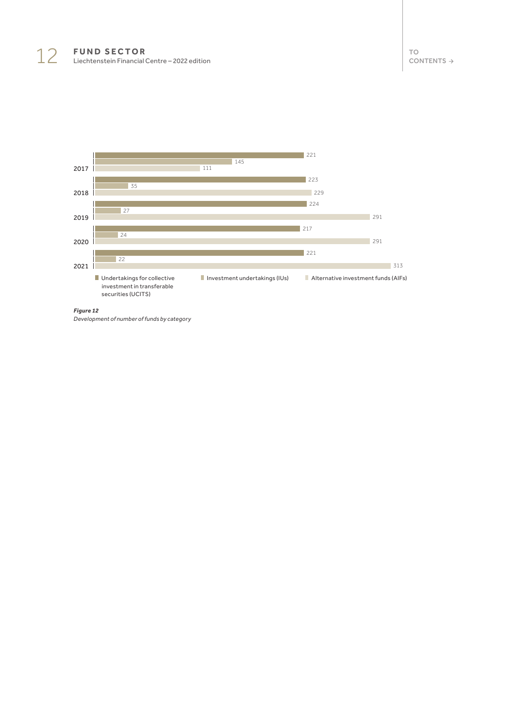| Year | Undertakings for collective investment in transferable securities (UCITS) | Investment undertakings (IUs) | Alternative investment funds (AIFs) |
|---|---|---|---|
| 2017 | 221 | 145 | 111 |
| 2018 | 223 | 35 | 229 |
| 2019 | 224 | 27 | 291 |
| 2020 | 217 | 24 | 291 |
| 2021 | 221 | 22 | 313 |

***Figure 12***

*Development of number of funds by category*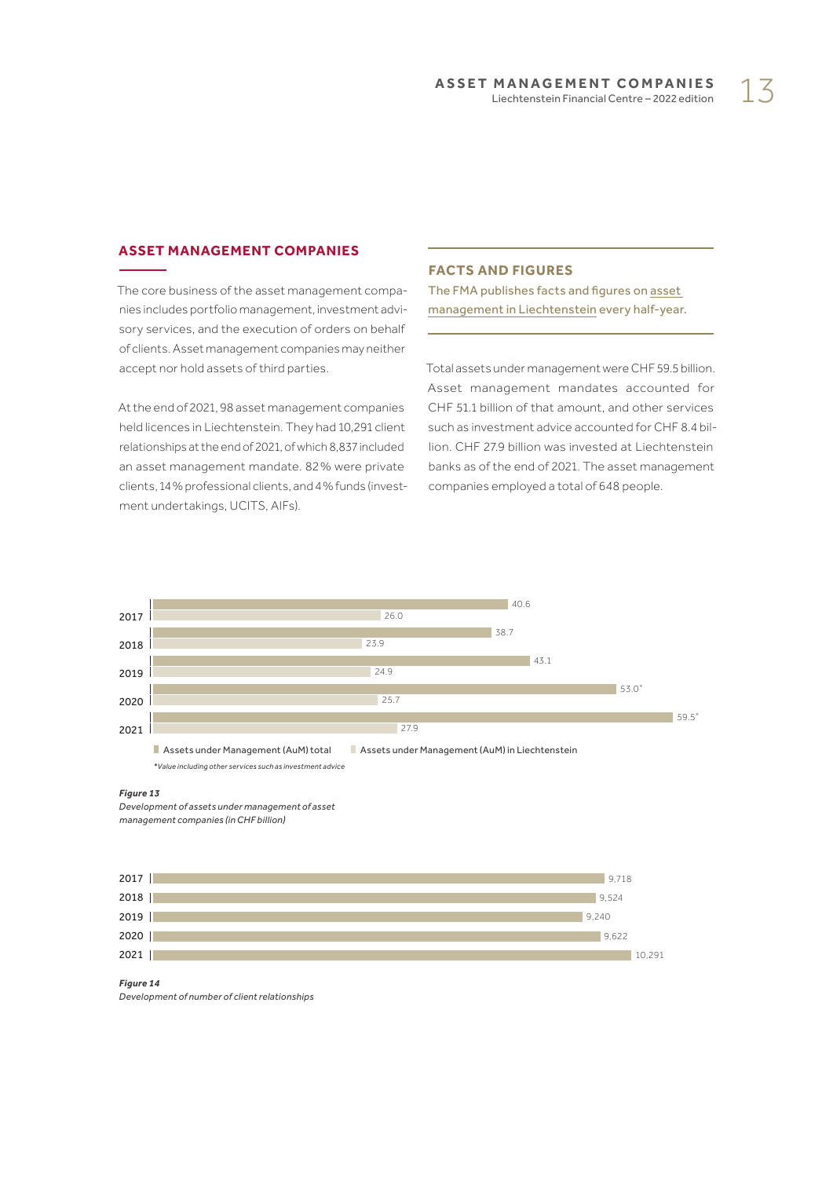## ASSET MANAGEMENT COMPANIES

The core business of the asset management companies includes portfolio management, investment advisory services, and the execution of orders on behalf of clients. Asset management companies may neither accept nor hold assets of third parties.

At the end of 2021, 98 asset management companies held licences in Liechtenstein. They had 10,291 client relationships at the end of 2021, of which 8,837 included an asset management mandate. 82% were private clients, 14% professional clients, and 4% funds (investment undertakings, UCITS, AIFs).

### FACTS AND FIGURES

The FMA publishes facts and figures on asset management in Liechtenstein every half-year.

Total assets under management were CHF 59.5 billion. Asset management mandates accounted for CHF 51.1 billion of that amount, and other services such as investment advice accounted for CHF 8.4 billion. CHF 27.9 billion was invested at Liechtenstein banks as of the end of 2021. The asset management companies employed a total of 648 people.

| Year | Assets under Management (AuM) total | Assets under Management (AuM) in Liechtenstein |
|---|---|---|
| 2017 | 40.6 | 26.0 |
| 2018 | 38.7 | 23.9 |
| 2019 | 43.1 | 24.9 |
| 2020 | 53.0* | 25.7 |
| 2021 | 59.5* | 27.9 |

*\*Value including other services such as investment advice*

***Figure 13***
*Development of assets under management of asset management companies (in CHF billion)*

| Year | Client relationships |
|---|---|
| 2017 | 9,718 |
| 2018 | 9,524 |
| 2019 | 9,240 |
| 2020 | 9,622 |
| 2021 | 10,291 |

***Figure 14***
*Development of number of client relationships*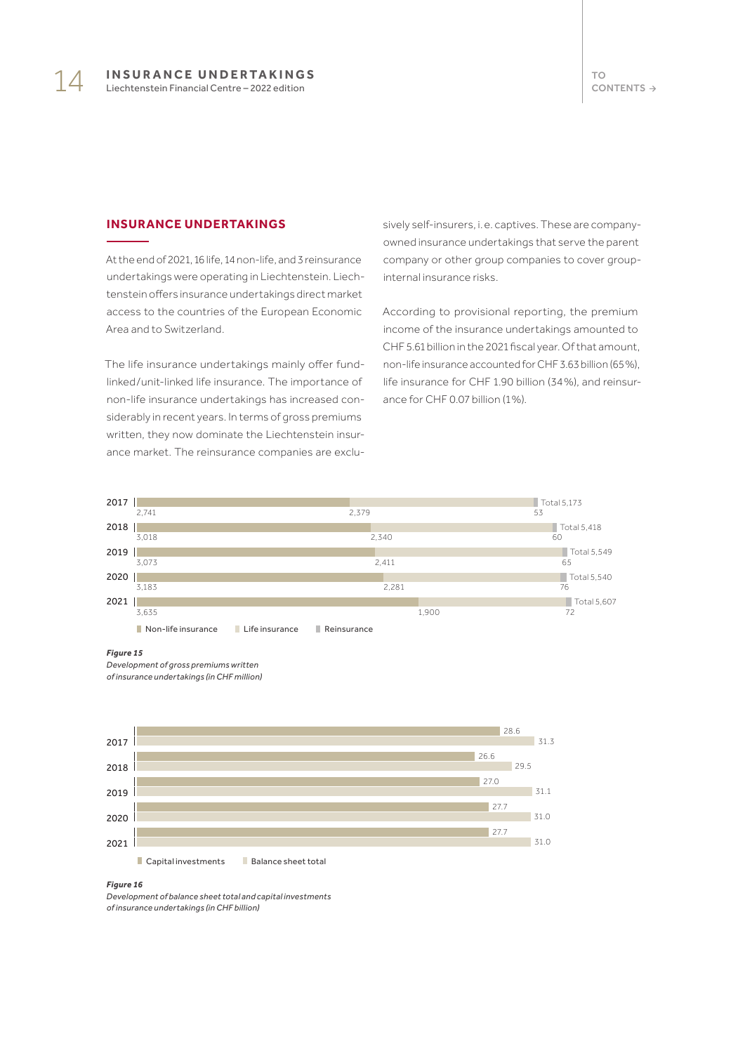## INSURANCE UNDERTAKINGS

At the end of 2021, 16 life, 14 non-life, and 3 reinsurance undertakings were operating in Liechtenstein. Liechtenstein offers insurance undertakings direct market access to the countries of the European Economic Area and to Switzerland.

The life insurance undertakings mainly offer fund-linked/unit-linked life insurance. The importance of non-life insurance undertakings has increased considerably in recent years. In terms of gross premiums written, they now dominate the Liechtenstein insurance market. The reinsurance companies are exclusively self-insurers, i. e. captives. These are company-owned insurance undertakings that serve the parent company or other group companies to cover group-internal insurance risks.

According to provisional reporting, the premium income of the insurance undertakings amounted to CHF 5.61 billion in the 2021 fiscal year. Of that amount, non-life insurance accounted for CHF 3.63 billion (65%), life insurance for CHF 1.90 billion (34%), and reinsurance for CHF 0.07 billion (1%).

| Year | Non-life insurance | Life insurance | Reinsurance | Total |
|---|---|---|---|---|
| 2017 | 2,741 | 2,379 | 53 | 5,173 |
| 2018 | 3,018 | 2,340 | 60 | 5,418 |
| 2019 | 3,073 | 2,411 | 65 | 5,549 |
| 2020 | 3,183 | 2,281 | 76 | 5,540 |
| 2021 | 3,635 | 1,900 | 72 | 5,607 |

***Figure 15***
*Development of gross premiums written of insurance undertakings (in CHF million)*

| Year | Capital investments | Balance sheet total |
|---|---|---|
| 2017 | 28.6 | 31.3 |
| 2018 | 26.6 | 29.5 |
| 2019 | 27.0 | 31.1 |
| 2020 | 27.7 | 31.0 |
| 2021 | 27.7 | 31.0 |

***Figure 16***
*Development of balance sheet total and capital investments of insurance undertakings (in CHF billion)*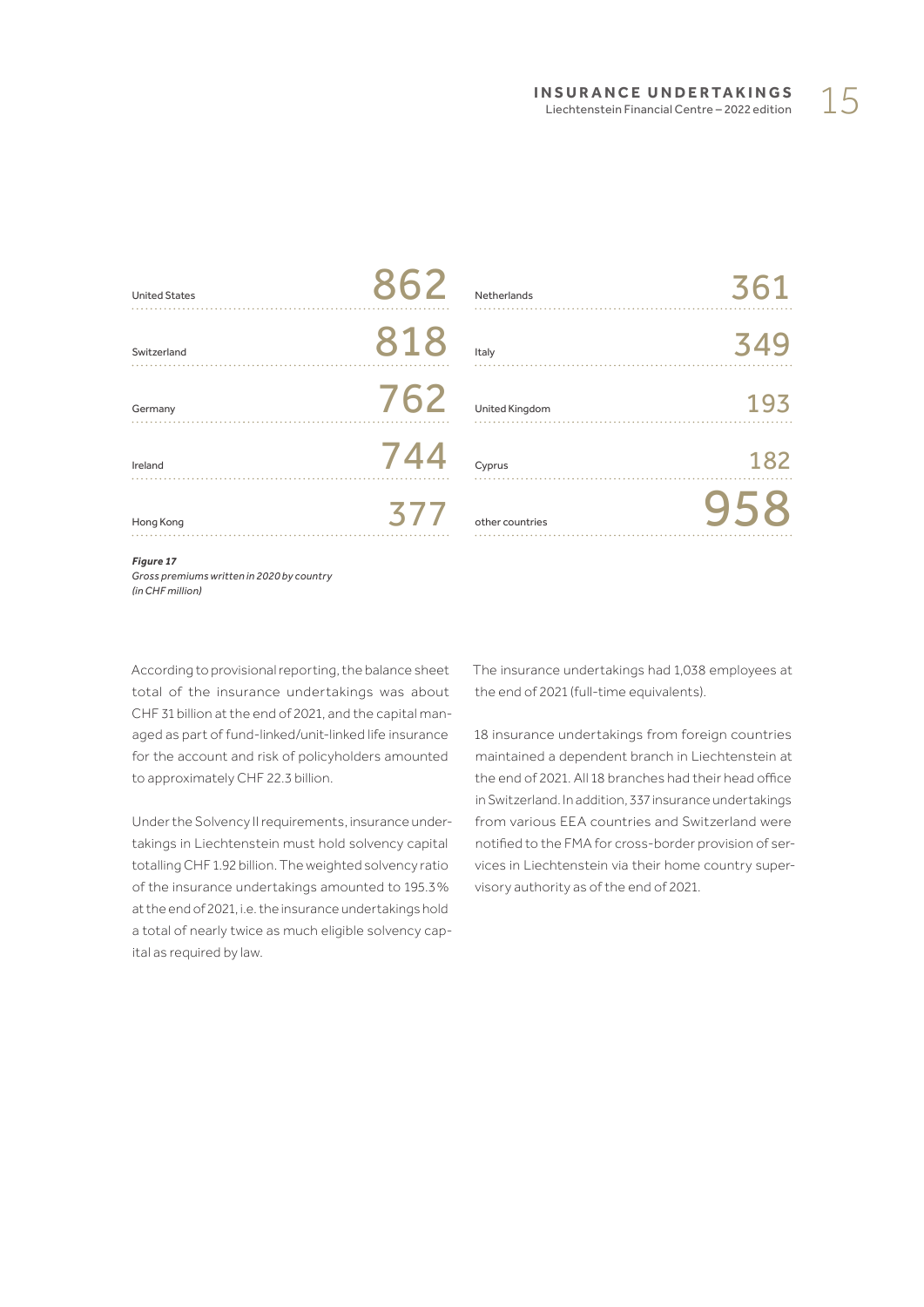| Country | Gross premiums written in 2020 (in CHF million) |
| --- | --- |
| United States | 862 |
| Switzerland | 818 |
| Germany | 762 |
| Ireland | 744 |
| Hong Kong | 377 |
| Netherlands | 361 |
| Italy | 349 |
| United Kingdom | 193 |
| Cyprus | 182 |
| other countries | 958 |

***Figure 17***
*Gross premiums written in 2020 by country (in CHF million)*

According to provisional reporting, the balance sheet total of the insurance undertakings was about CHF 31 billion at the end of 2021, and the capital managed as part of fund-linked/unit-linked life insurance for the account and risk of policyholders amounted to approximately CHF 22.3 billion.

Under the Solvency II requirements, insurance undertakings in Liechtenstein must hold solvency capital totalling CHF 1.92 billion. The weighted solvency ratio of the insurance undertakings amounted to 195.3% at the end of 2021, i.e. the insurance undertakings hold a total of nearly twice as much eligible solvency capital as required by law.

The insurance undertakings had 1,038 employees at the end of 2021 (full-time equivalents).

18 insurance undertakings from foreign countries maintained a dependent branch in Liechtenstein at the end of 2021. All 18 branches had their head office in Switzerland. In addition, 337 insurance undertakings from various EEA countries and Switzerland were notified to the FMA for cross-border provision of services in Liechtenstein via their home country supervisory authority as of the end of 2021.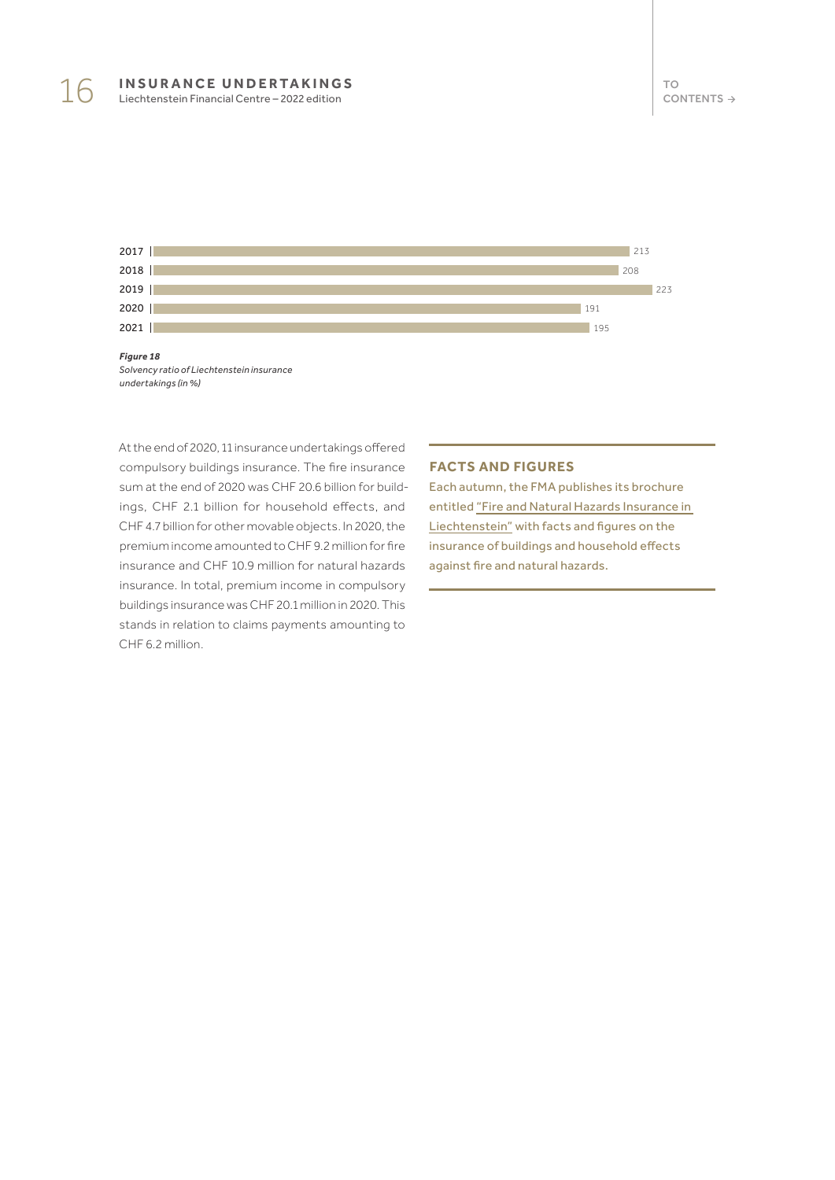| Year | Solvency ratio (in %) |
|---|---|
| 2017 | 213 |
| 2018 | 208 |
| 2019 | 223 |
| 2020 | 191 |
| 2021 | 195 |

***Figure 18***
*Solvency ratio of Liechtenstein insurance undertakings (in %)*

At the end of 2020, 11 insurance undertakings offered compulsory buildings insurance. The fire insurance sum at the end of 2020 was CHF 20.6 billion for buildings, CHF 2.1 billion for household effects, and CHF 4.7 billion for other movable objects. In 2020, the premium income amounted to CHF 9.2 million for fire insurance and CHF 10.9 million for natural hazards insurance. In total, premium income in compulsory buildings insurance was CHF 20.1 million in 2020. This stands in relation to claims payments amounting to CHF 6.2 million.

## FACTS AND FIGURES

Each autumn, the FMA publishes its brochure entitled "Fire and Natural Hazards Insurance in Liechtenstein" with facts and figures on the insurance of buildings and household effects against fire and natural hazards.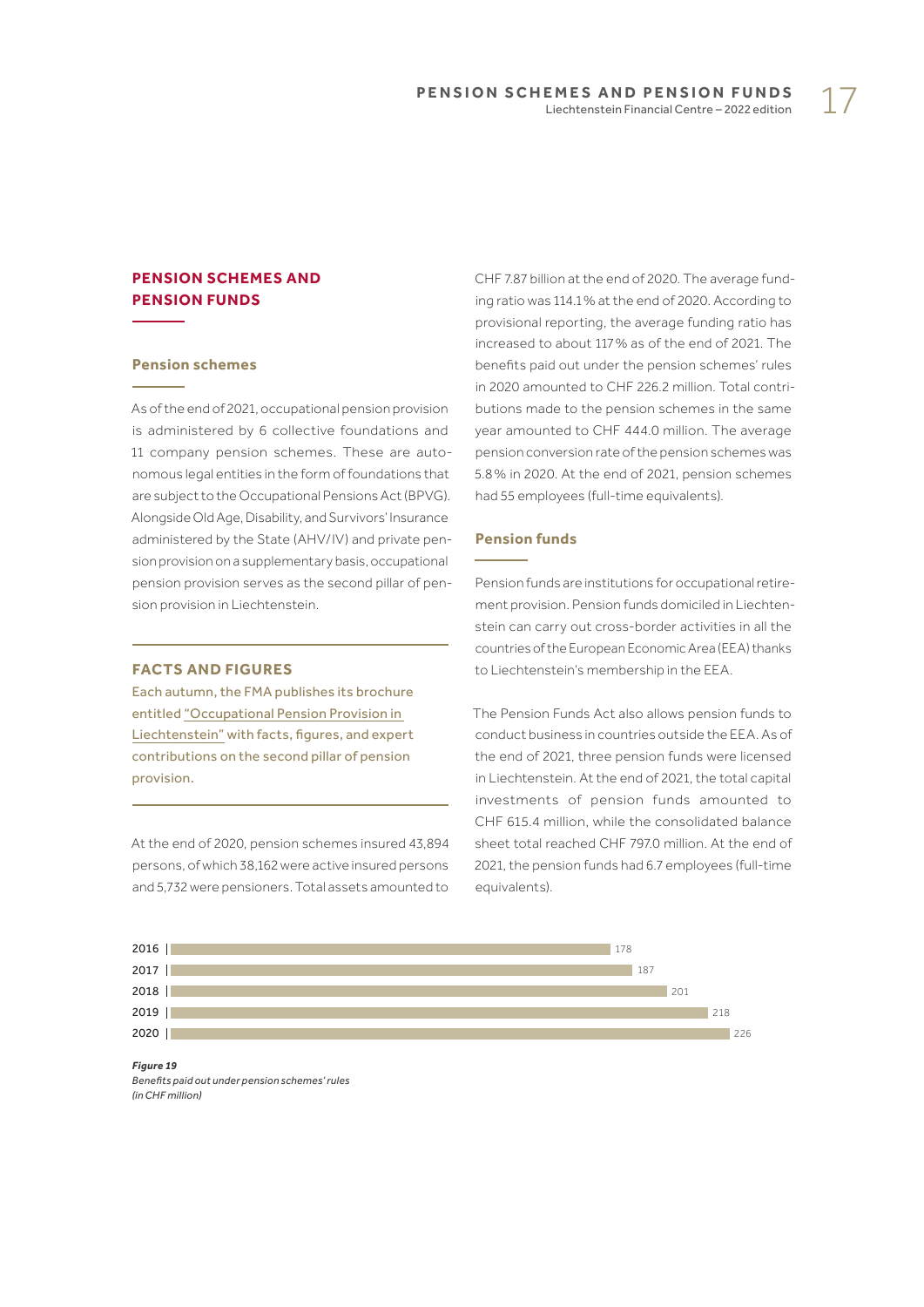## PENSION SCHEMES AND PENSION FUNDS

### Pension schemes

As of the end of 2021, occupational pension provision is administered by 6 collective foundations and 11 company pension schemes. These are autonomous legal entities in the form of foundations that are subject to the Occupational Pensions Act (BPVG). Alongside Old Age, Disability, and Survivors' Insurance administered by the State (AHV/IV) and private pension provision on a supplementary basis, occupational pension provision serves as the second pillar of pension provision in Liechtenstein.

> **FACTS AND FIGURES**
> Each autumn, the FMA publishes its brochure entitled "Occupational Pension Provision in Liechtenstein" with facts, figures, and expert contributions on the second pillar of pension provision.

At the end of 2020, pension schemes insured 43,894 persons, of which 38,162 were active insured persons and 5,732 were pensioners. Total assets amounted to CHF 7.87 billion at the end of 2020. The average funding ratio was 114.1% at the end of 2020. According to provisional reporting, the average funding ratio has increased to about 117% as of the end of 2021. The benefits paid out under the pension schemes' rules in 2020 amounted to CHF 226.2 million. Total contributions made to the pension schemes in the same year amounted to CHF 444.0 million. The average pension conversion rate of the pension schemes was 5.8% in 2020. At the end of 2021, pension schemes had 55 employees (full-time equivalents).

### Pension funds

Pension funds are institutions for occupational retirement provision. Pension funds domiciled in Liechtenstein can carry out cross-border activities in all the countries of the European Economic Area (EEA) thanks to Liechtenstein's membership in the EEA.

The Pension Funds Act also allows pension funds to conduct business in countries outside the EEA. As of the end of 2021, three pension funds were licensed in Liechtenstein. At the end of 2021, the total capital investments of pension funds amounted to CHF 615.4 million, while the consolidated balance sheet total reached CHF 797.0 million. At the end of 2021, the pension funds had 6.7 employees (full-time equivalents).

| Year | Benefits (CHF million) |
| --- | --- |
| 2016 | 178 |
| 2017 | 187 |
| 2018 | 201 |
| 2019 | 218 |
| 2020 | 226 |

***Figure 19***
*Benefits paid out under pension schemes' rules (in CHF million)*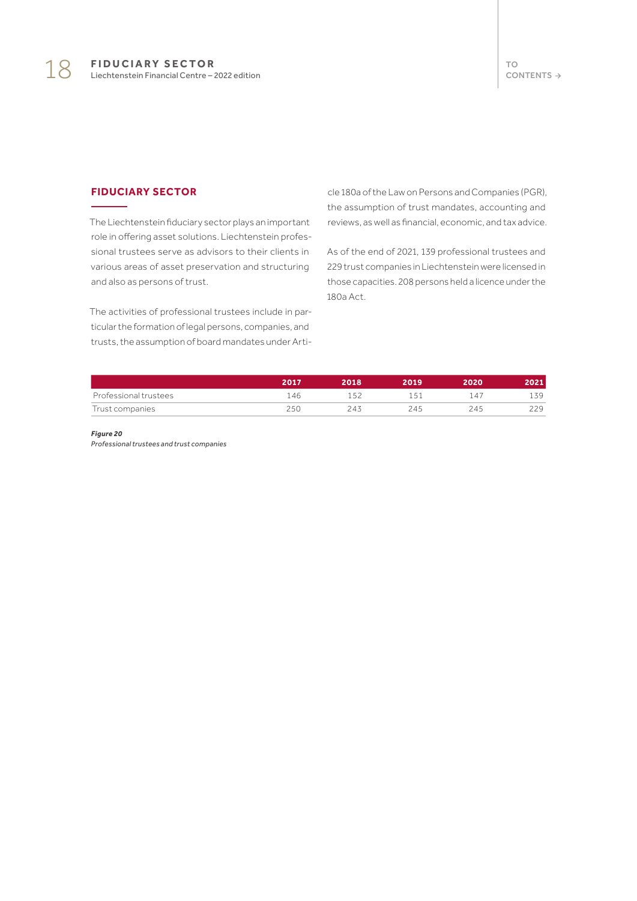## FIDUCIARY SECTOR

The Liechtenstein fiduciary sector plays an important role in offering asset solutions. Liechtenstein professional trustees serve as advisors to their clients in various areas of asset preservation and structuring and also as persons of trust.

The activities of professional trustees include in particular the formation of legal persons, companies, and trusts, the assumption of board mandates under Article 180a of the Law on Persons and Companies (PGR), the assumption of trust mandates, accounting and reviews, as well as financial, economic, and tax advice.

As of the end of 2021, 139 professional trustees and 229 trust companies in Liechtenstein were licensed in those capacities. 208 persons held a licence under the 180a Act.

| | 2017 | 2018 | 2019 | 2020 | 2021 |
|---|---|---|---|---|---|
| Professional trustees | 146 | 152 | 151 | 147 | 139 |
| Trust companies | 250 | 243 | 245 | 245 | 229 |

***Figure 20***
*Professional trustees and trust companies*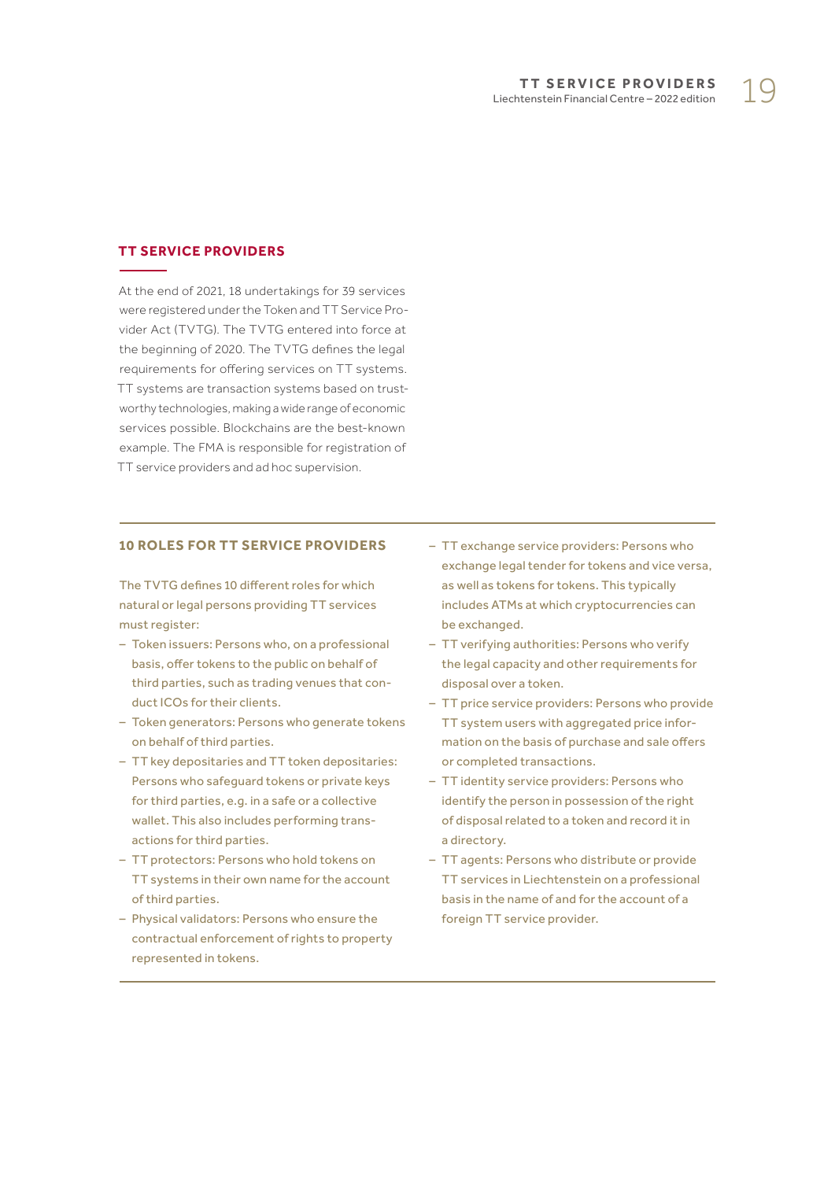## TT SERVICE PROVIDERS

At the end of 2021, 18 undertakings for 39 services were registered under the Token and TT Service Provider Act (TVTG). The TVTG entered into force at the beginning of 2020. The TVTG defines the legal requirements for offering services on TT systems. TT systems are transaction systems based on trustworthy technologies, making a wide range of economic services possible. Blockchains are the best-known example. The FMA is responsible for registration of TT service providers and ad hoc supervision.

### 10 ROLES FOR TT SERVICE PROVIDERS

The TVTG defines 10 different roles for which natural or legal persons providing TT services must register:

- Token issuers: Persons who, on a professional basis, offer tokens to the public on behalf of third parties, such as trading venues that conduct ICOs for their clients.
- Token generators: Persons who generate tokens on behalf of third parties.
- TT key depositaries and TT token depositaries: Persons who safeguard tokens or private keys for third parties, e.g. in a safe or a collective wallet. This also includes performing transactions for third parties.
- TT protectors: Persons who hold tokens on TT systems in their own name for the account of third parties.
- Physical validators: Persons who ensure the contractual enforcement of rights to property represented in tokens.
- TT exchange service providers: Persons who exchange legal tender for tokens and vice versa, as well as tokens for tokens. This typically includes ATMs at which cryptocurrencies can be exchanged.
- TT verifying authorities: Persons who verify the legal capacity and other requirements for disposal over a token.
- TT price service providers: Persons who provide TT system users with aggregated price information on the basis of purchase and sale offers or completed transactions.
- TT identity service providers: Persons who identify the person in possession of the right of disposal related to a token and record it in a directory.
- TT agents: Persons who distribute or provide TT services in Liechtenstein on a professional basis in the name of and for the account of a foreign TT service provider.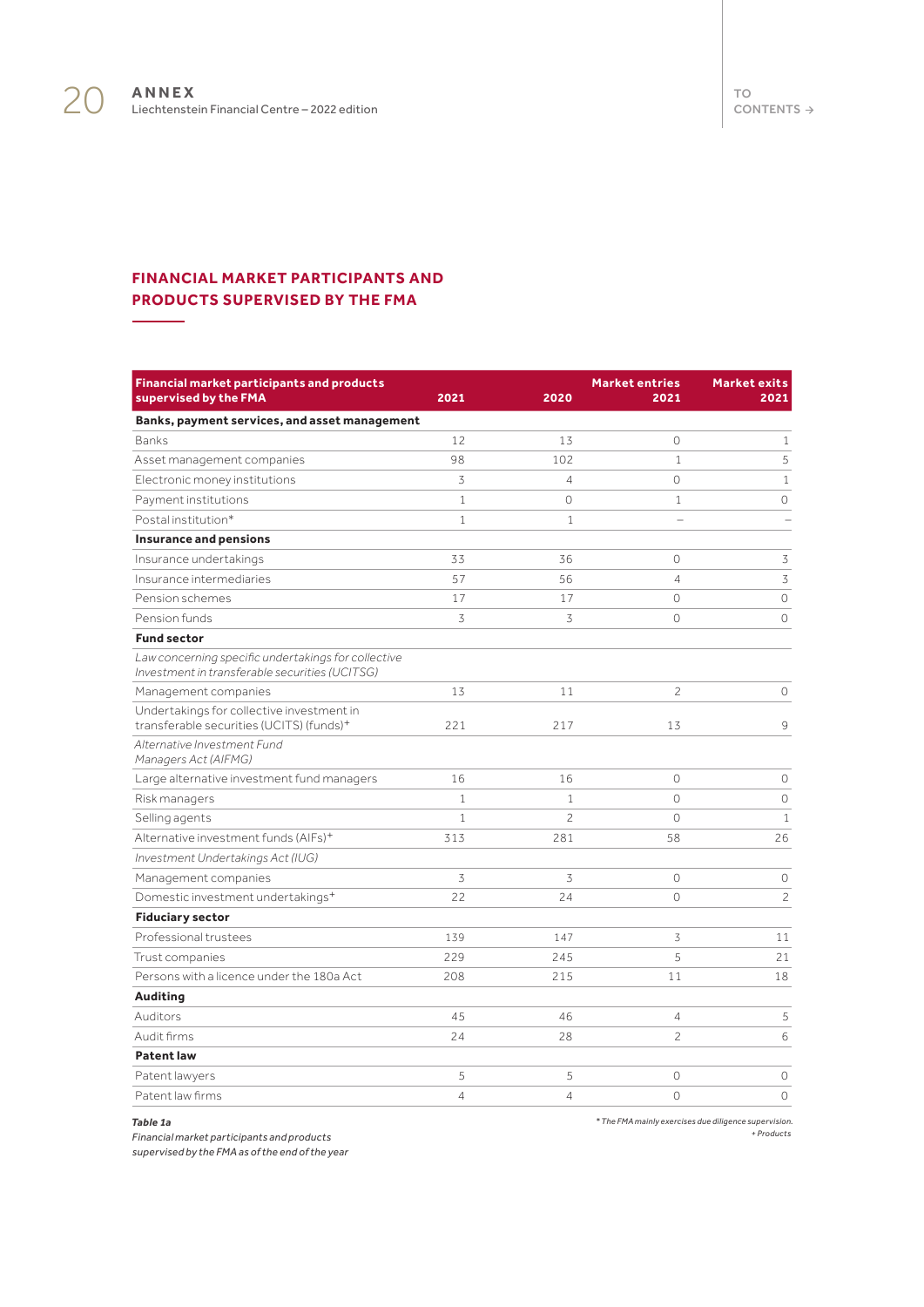## FINANCIAL MARKET PARTICIPANTS AND PRODUCTS SUPERVISED BY THE FMA

| Financial market participants and products supervised by the FMA | 2021 | 2020 | Market entries 2021 | Market exits 2021 |
|---|---|---|---|---|
| **Banks, payment services, and asset management** | | | | |
| Banks | 12 | 13 | 0 | 1 |
| Asset management companies | 98 | 102 | 1 | 5 |
| Electronic money institutions | 3 | 4 | 0 | 1 |
| Payment institutions | 1 | 0 | 1 | 0 |
| Postal institution* | 1 | 1 | – | – |
| **Insurance and pensions** | | | | |
| Insurance undertakings | 33 | 36 | 0 | 3 |
| Insurance intermediaries | 57 | 56 | 4 | 3 |
| Pension schemes | 17 | 17 | 0 | 0 |
| Pension funds | 3 | 3 | 0 | 0 |
| **Fund sector** | | | | |
| *Law concerning specific undertakings for collective Investment in transferable securities (UCITSG)* | | | | |
| Management companies | 13 | 11 | 2 | 0 |
| Undertakings for collective investment in transferable securities (UCITS) (funds)+ | 221 | 217 | 13 | 9 |
| *Alternative Investment Fund Managers Act (AIFMG)* | | | | |
| Large alternative investment fund managers | 16 | 16 | 0 | 0 |
| Risk managers | 1 | 1 | 0 | 0 |
| Selling agents | 1 | 2 | 0 | 1 |
| Alternative investment funds (AIFs)+ | 313 | 281 | 58 | 26 |
| *Investment Undertakings Act (IUG)* | | | | |
| Management companies | 3 | 3 | 0 | 0 |
| Domestic investment undertakings+ | 22 | 24 | 0 | 2 |
| **Fiduciary sector** | | | | |
| Professional trustees | 139 | 147 | 3 | 11 |
| Trust companies | 229 | 245 | 5 | 21 |
| Persons with a licence under the 180a Act | 208 | 215 | 11 | 18 |
| **Auditing** | | | | |
| Auditors | 45 | 46 | 4 | 5 |
| Audit firms | 24 | 28 | 2 | 6 |
| **Patent law** | | | | |
| Patent lawyers | 5 | 5 | 0 | 0 |
| Patent law firms | 4 | 4 | 0 | 0 |

***Table 1a***
*Financial market participants and products supervised by the FMA as of the end of the year*

*\* The FMA mainly exercises due diligence supervision.*
*+ Products*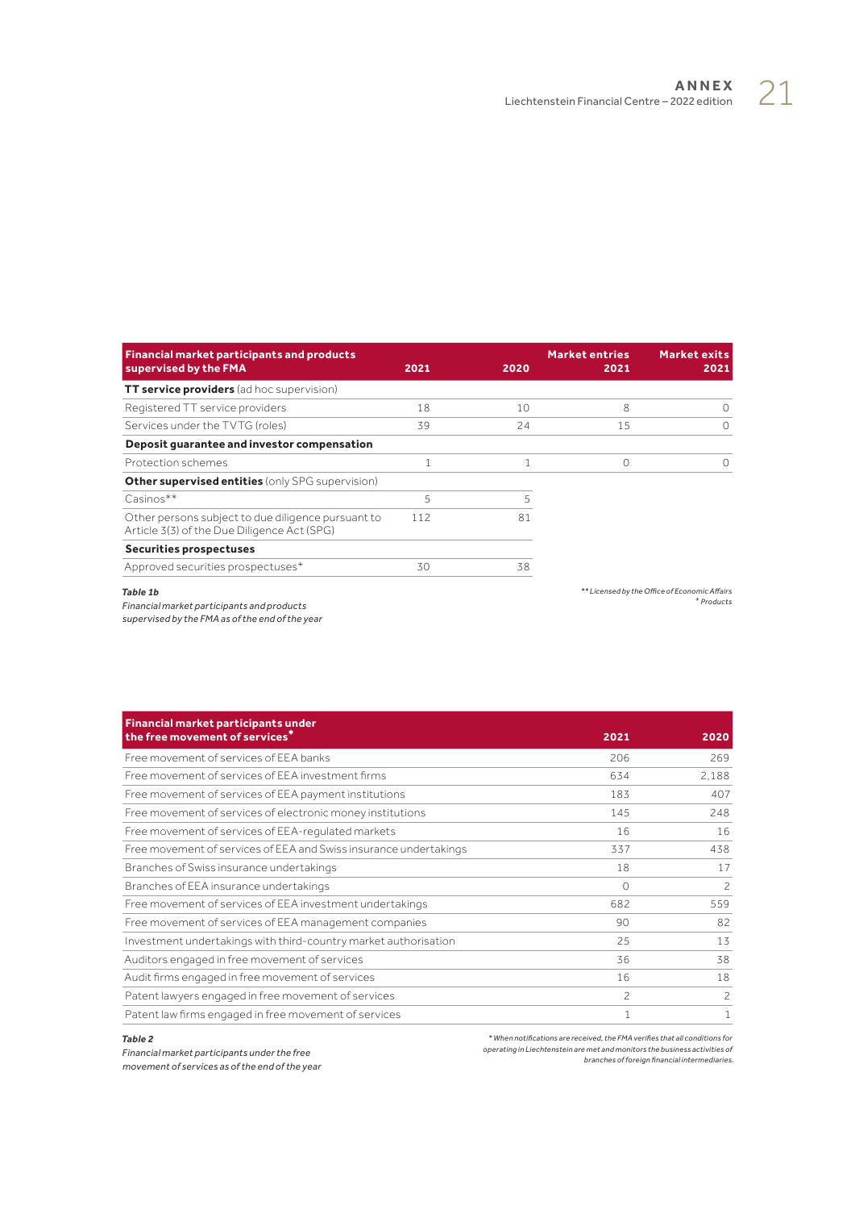| Financial market participants and products supervised by the FMA | 2021 | 2020 | Market entries 2021 | Market exits 2021 |
|---|---|---|---|---|
| **TT service providers** (ad hoc supervision) | | | | |
| Registered TT service providers | 18 | 10 | 8 | 0 |
| Services under the TVTG (roles) | 39 | 24 | 15 | 0 |
| **Deposit guarantee and investor compensation** | | | | |
| Protection schemes | 1 | 1 | 0 | 0 |
| **Other supervised entities** (only SPG supervision) | | | | |
| Casinos** | 5 | 5 | | |
| Other persons subject to due diligence pursuant to Article 3(3) of the Due Diligence Act (SPG) | 112 | 81 | | |
| **Securities prospectuses** | | | | |
| Approved securities prospectuses+ | 30 | 38 | | |

***Table 1b***
*Financial market participants and products supervised by the FMA as of the end of the year*

*** Licensed by the Office of Economic Affairs*
*+ Products*

| Financial market participants under the free movement of services* | 2021 | 2020 |
|---|---|---|
| Free movement of services of EEA banks | 206 | 269 |
| Free movement of services of EEA investment firms | 634 | 2,188 |
| Free movement of services of EEA payment institutions | 183 | 407 |
| Free movement of services of electronic money institutions | 145 | 248 |
| Free movement of services of EEA-regulated markets | 16 | 16 |
| Free movement of services of EEA and Swiss insurance undertakings | 337 | 438 |
| Branches of Swiss insurance undertakings | 18 | 17 |
| Branches of EEA insurance undertakings | 0 | 2 |
| Free movement of services of EEA investment undertakings | 682 | 559 |
| Free movement of services of EEA management companies | 90 | 82 |
| Investment undertakings with third-country market authorisation | 25 | 13 |
| Auditors engaged in free movement of services | 36 | 38 |
| Audit firms engaged in free movement of services | 16 | 18 |
| Patent lawyers engaged in free movement of services | 2 | 2 |
| Patent law firms engaged in free movement of services | 1 | 1 |

***Table 2***
*Financial market participants under the free movement of services as of the end of the year*

** When notifications are received, the FMA verifies that all conditions for operating in Liechtenstein are met and monitors the business activities of branches of foreign financial intermediaries.*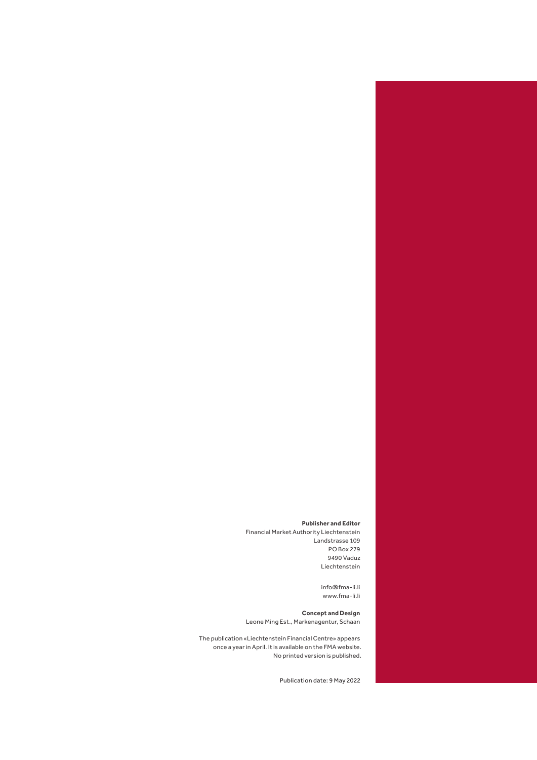**Publisher and Editor**
Financial Market Authority Liechtenstein
Landstrasse 109
PO Box 279
9490 Vaduz
Liechtenstein

info@fma-li.li
www.fma-li.li

**Concept and Design**
Leone Ming Est., Markenagentur, Schaan

The publication «Liechtenstein Financial Centre» appears once a year in April. It is available on the FMA website. No printed version is published.

Publication date: 9 May 2022